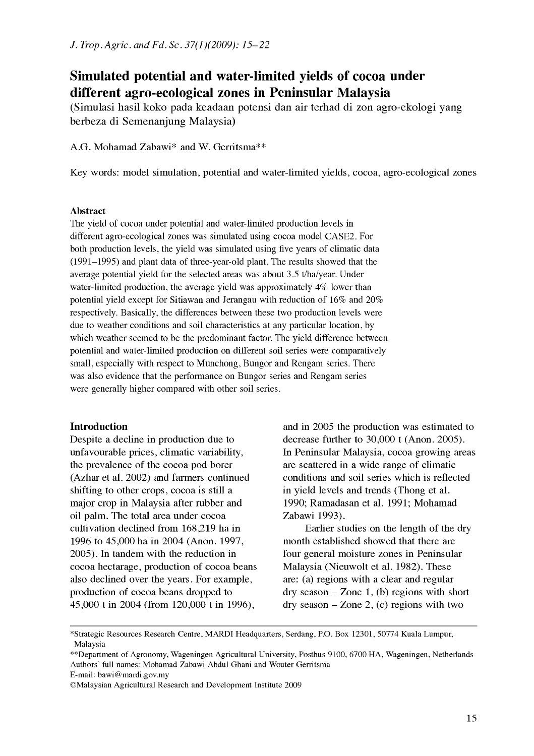# Simulated potential and water-limited yields of cocoa under different agro-ecological zones in Peninsular Malaysia

(Simulasi hasil koko pada keadaan potensi dan air terhad di zon agro-ekologi yang berbeza di Semenanjung Malaysia)

A.G. Mohamad Zabawi* and W. Gerritsma**

Key words: model simulation, potential and water-limited yields, cocoa, agro-ecological zones

### Abstract

The yield of cocoa under potential and water-limited production levels in different agro-ecological zones was simulated using cocoa model CASE2. For both production levels, the yield was simulated using five years of climatic data (1991–1995) and plant data of three-year-old plant. The results showed that the average potential yield for the selected areas was about 3.5 t/ha/year. Under water-limited production, the average yield was approximately 4% lower than potential yield except for Sitiawan and Jerangau with reduction of 16% and 20% respectively. Basically, the differences between these two production levels were due to weather conditions and soil characteristics at any particular location, by which weather seemed to be the predominant factor. The yield difference between potential and water-limited production on different soil series were comparatively small, especially with respect to Munchong, Bungor and Rengam series. There was also evidence that the performance on Bungor series and Rengam series were generally higher compared with other soil series.

## Introduction

Despite a decline in production due to unfavourable prices, climatic variability, the prevalence of the cocoa pod borer (Azhar et al. 2002) and farmers continued shifting to other crops, cocoa is still a major crop in Malaysia after rubber and oil palm. The total area under cocoa cultivation declined from 168,219 ha in 1996 to 45,000 ha in 2004 (Anon. 1997, 2005). In tandem with the reduction in cocoa hectarage, production of cocoa beans also declined over the years. For example, production of cocoa beans dropped to 45,000 t in 2004 (from 120,000 t in 1996), and in 2005 the production was estimated to decrease further to 30,000 t (Anon. 2005). In Peninsular Malaysia, cocoa growing areas are scattered in a wide range of climatic conditions and soil series which is reflected in yield levels and trends (Thong et al. 1990; Ramadasan et al. 1991; Mohamad Zabawi 1993).

Earlier studies on the length of the dry month established showed that there are four general moisture zones in Peninsular Malaysia (Nieuwolt et al. 1982). These are: (a) regions with a clear and regular dry season – Zone 1, (b) regions with short dry season – Zone 2, (c) regions with two

---

*Strategic Resources Research Centre, MARDI Headquarters, Serdang, P.O. Box 12301, 50774 Kuala Lumpur, Malaysia

**Department of Agronomy, Wageningen Agricultural University, Postbus 9100, 6700 HA, Wageningen, Netherlands

Authors' full names: Mohamad Zabawi Abdul Ghani and Wouter Gerritsma

E-mail: bawi@mardi.gov.my

©Malaysian Agricultural Research and Development Institute 2009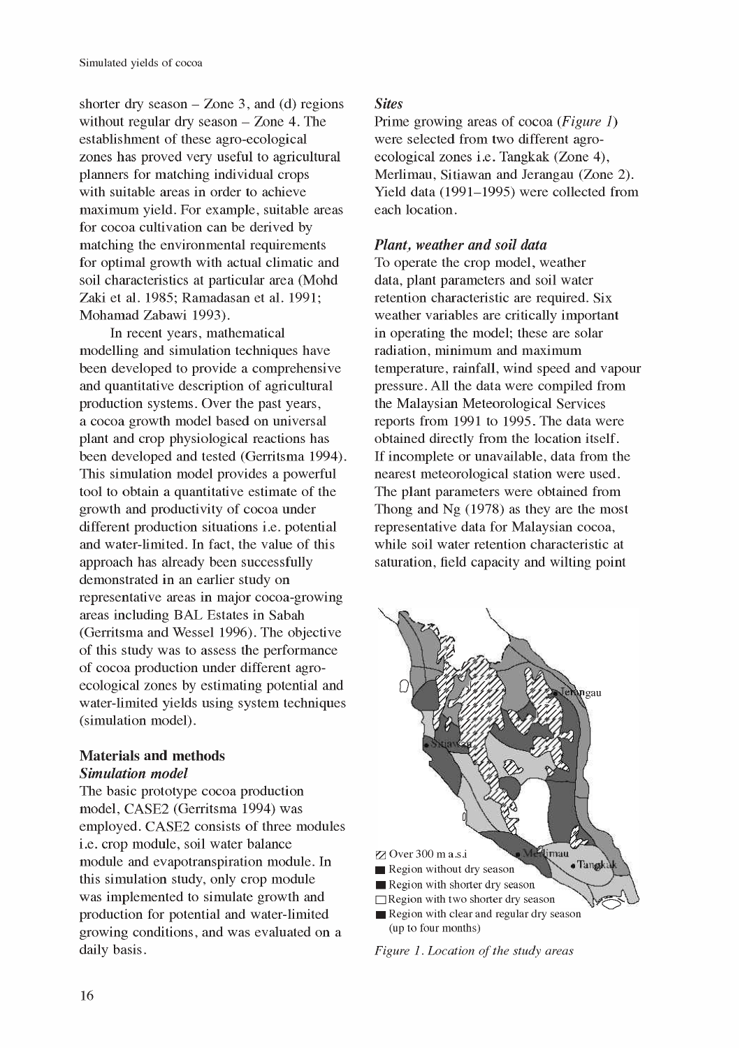shorter dry season – Zone 3, and (d) regions without regular dry season – Zone 4. The establishment of these agro-ecological zones has proved very useful to agricultural planners for matching individual crops with suitable areas in order to achieve maximum yield. For example, suitable areas for cocoa cultivation can be derived by matching the environmental requirements for optimal growth with actual climatic and soil characteristics at particular area (Mohd Zaki et al. 1985; Ramadasan et al. 1991; Mohamad Zabawi 1993).

In recent years, mathematical modelling and simulation techniques have been developed to provide a comprehensive and quantitative description of agricultural production systems. Over the past years, a cocoa growth model based on universal plant and crop physiological reactions has been developed and tested (Gerritsma 1994). This simulation model provides a powerful tool to obtain a quantitative estimate of the growth and productivity of cocoa under different production situations i.e. potential and water-limited. In fact, the value of this approach has already been successfully demonstrated in an earlier study on representative areas in major cocoa-growing areas including BAL Estates in Sabah (Gerritsma and Wessel 1996). The objective of this study was to assess the performance of cocoa production under different agro-ecological zones by estimating potential and water-limited yields using system techniques (simulation model).

## Materials and methods

### *Simulation model*

The basic prototype cocoa production model, CASE2 (Gerritsma 1994) was employed. CASE2 consists of three modules i.e. crop module, soil water balance module and evapotranspiration module. In this simulation study, only crop module was implemented to simulate growth and production for potential and water-limited growing conditions, and was evaluated on a daily basis.

### *Sites*

Prime growing areas of cocoa (*Figure 1*) were selected from two different agro-ecological zones i.e. Tangkak (Zone 4), Merlimau, Sitiawan and Jerangau (Zone 2). Yield data (1991–1995) were collected from each location.

### *Plant, weather and soil data*

To operate the crop model, weather data, plant parameters and soil water retention characteristic are required. Six weather variables are critically important in operating the model; these are solar radiation, minimum and maximum temperature, rainfall, wind speed and vapour pressure. All the data were compiled from the Malaysian Meteorological Services reports from 1991 to 1995. The data were obtained directly from the location itself. If incomplete or unavailable, data from the nearest meteorological station were used. The plant parameters were obtained from Thong and Ng (1978) as they are the most representative data for Malaysian cocoa, while soil water retention characteristic at saturation, field capacity and wilting point

Over 300 m a.s.l
Region without dry season
Region with shorter dry season
Region with two shorter dry season
Region with clear and regular dry season (up to four months)

*Figure 1. Location of the study areas*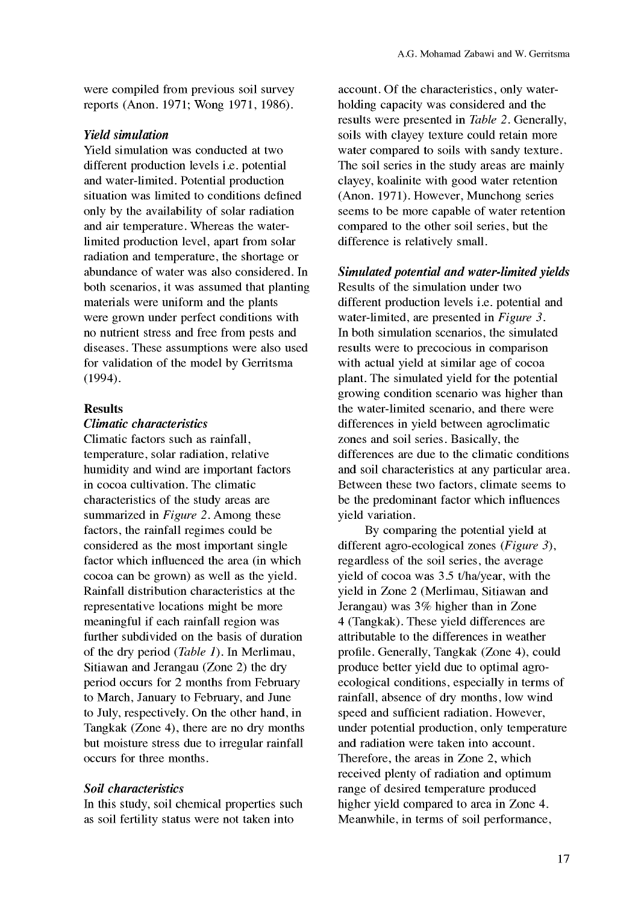were compiled from previous soil survey reports (Anon. 1971; Wong 1971, 1986).

### *Yield simulation*

Yield simulation was conducted at two different production levels i.e. potential and water-limited. Potential production situation was limited to conditions defined only by the availability of solar radiation and air temperature. Whereas the water-limited production level, apart from solar radiation and temperature, the shortage or abundance of water was also considered. In both scenarios, it was assumed that planting materials were uniform and the plants were grown under perfect conditions with no nutrient stress and free from pests and diseases. These assumptions were also used for validation of the model by Gerritsma (1994).

## Results

### *Climatic characteristics*

Climatic factors such as rainfall, temperature, solar radiation, relative humidity and wind are important factors in cocoa cultivation. The climatic characteristics of the study areas are summarized in *Figure 2*. Among these factors, the rainfall regimes could be considered as the most important single factor which influenced the area (in which cocoa can be grown) as well as the yield. Rainfall distribution characteristics at the representative locations might be more meaningful if each rainfall region was further subdivided on the basis of duration of the dry period (*Table 1*). In Merlimau, Sitiawan and Jerangau (Zone 2) the dry period occurs for 2 months from February to March, January to February, and June to July, respectively. On the other hand, in Tangkak (Zone 4), there are no dry months but moisture stress due to irregular rainfall occurs for three months.

### *Soil characteristics*

In this study, soil chemical properties such as soil fertility status were not taken into account. Of the characteristics, only water-holding capacity was considered and the results were presented in *Table 2*. Generally, soils with clayey texture could retain more water compared to soils with sandy texture. The soil series in the study areas are mainly clayey, koalinite with good water retention (Anon. 1971). However, Munchong series seems to be more capable of water retention compared to the other soil series, but the difference is relatively small.

### *Simulated potential and water-limited yields*

Results of the simulation under two different production levels i.e. potential and water-limited, are presented in *Figure 3*. In both simulation scenarios, the simulated results were to precocious in comparison with actual yield at similar age of cocoa plant. The simulated yield for the potential growing condition scenario was higher than the water-limited scenario, and there were differences in yield between agroclimatic zones and soil series. Basically, the differences are due to the climatic conditions and soil characteristics at any particular area. Between these two factors, climate seems to be the predominant factor which influences yield variation.

By comparing the potential yield at different agro-ecological zones (*Figure 3*), regardless of the soil series, the average yield of cocoa was 3.5 t/ha/year, with the yield in Zone 2 (Merlimau, Sitiawan and Jerangau) was 3% higher than in Zone 4 (Tangkak). These yield differences are attributable to the differences in weather profile. Generally, Tangkak (Zone 4), could produce better yield due to optimal agro-ecological conditions, especially in terms of rainfall, absence of dry months, low wind speed and sufficient radiation. However, under potential production, only temperature and radiation were taken into account. Therefore, the areas in Zone 2, which received plenty of radiation and optimum range of desired temperature produced higher yield compared to area in Zone 4. Meanwhile, in terms of soil performance,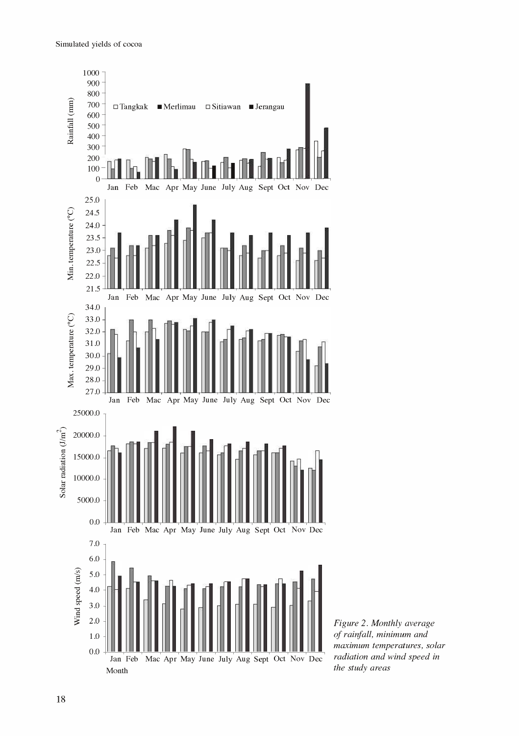Figure 2. Monthly average of rainfall, minimum and maximum temperatures, solar radiation and wind speed in the study areas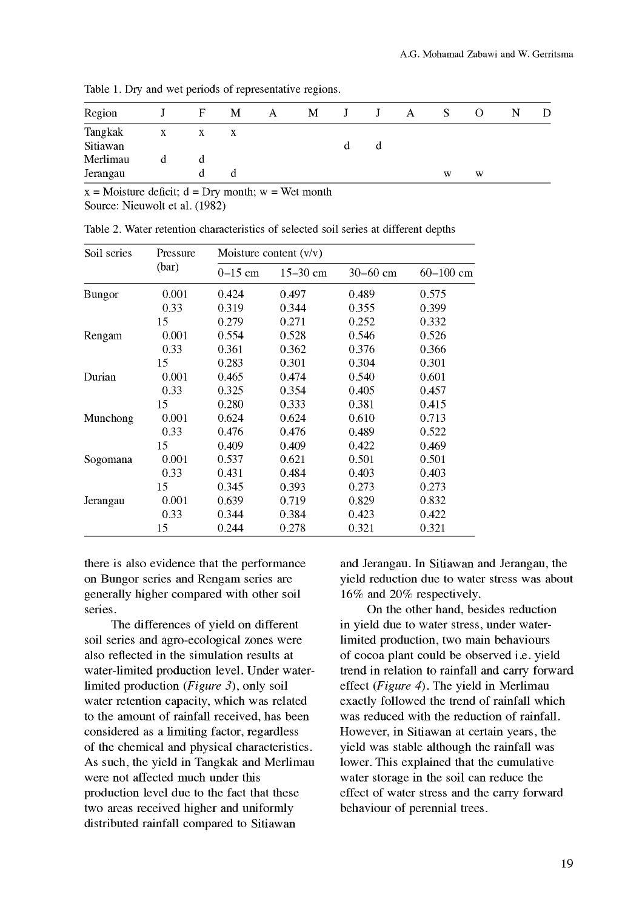Table 1. Dry and wet periods of representative regions.

| Region | J | F | M | A | M | J | J | A | S | O | N | D |
|---|---|---|---|---|---|---|---|---|---|---|---|---|
| Tangkak | x | x | x | | | | | | | | | |
| Sitiawan | | | | | | d | d | | | | | |
| Merlimau | d | d | | | | | | | | | | |
| Jerangau | | d | d | | | | | | w | w | | |

x = Moisture deficit; d = Dry month; w = Wet month
Source: Nieuwolt et al. (1982)

Table 2. Water retention characteristics of selected soil series at different depths

| Soil series | Pressure (bar) | Moisture content (v/v) | | | |
|---|---|---|---|---|---|
| | | 0–15 cm | 15–30 cm | 30–60 cm | 60–100 cm |
| Bungor | 0.001 | 0.424 | 0.497 | 0.489 | 0.575 |
| | 0.33 | 0.319 | 0.344 | 0.355 | 0.399 |
| | 15 | 0.279 | 0.271 | 0.252 | 0.332 |
| Rengam | 0.001 | 0.554 | 0.528 | 0.546 | 0.526 |
| | 0.33 | 0.361 | 0.362 | 0.376 | 0.366 |
| | 15 | 0.283 | 0.301 | 0.304 | 0.301 |
| Durian | 0.001 | 0.465 | 0.474 | 0.540 | 0.601 |
| | 0.33 | 0.325 | 0.354 | 0.405 | 0.457 |
| | 15 | 0.280 | 0.333 | 0.381 | 0.415 |
| Munchong | 0.001 | 0.624 | 0.624 | 0.610 | 0.713 |
| | 0.33 | 0.476 | 0.476 | 0.489 | 0.522 |
| | 15 | 0.409 | 0.409 | 0.422 | 0.469 |
| Sogomana | 0.001 | 0.537 | 0.621 | 0.501 | 0.501 |
| | 0.33 | 0.431 | 0.484 | 0.403 | 0.403 |
| | 15 | 0.345 | 0.393 | 0.273 | 0.273 |
| Jerangau | 0.001 | 0.639 | 0.719 | 0.829 | 0.832 |
| | 0.33 | 0.344 | 0.384 | 0.423 | 0.422 |
| | 15 | 0.244 | 0.278 | 0.321 | 0.321 |

there is also evidence that the performance on Bungor series and Rengam series are generally higher compared with other soil series.

The differences of yield on different soil series and agro-ecological zones were also reflected in the simulation results at water-limited production level. Under water-limited production (*Figure 3*), only soil water retention capacity, which was related to the amount of rainfall received, has been considered as a limiting factor, regardless of the chemical and physical characteristics. As such, the yield in Tangkak and Merlimau were not affected much under this production level due to the fact that these two areas received higher and uniformly distributed rainfall compared to Sitiawan and Jerangau. In Sitiawan and Jerangau, the yield reduction due to water stress was about 16% and 20% respectively.

On the other hand, besides reduction in yield due to water stress, under water-limited production, two main behaviours of cocoa plant could be observed i.e. yield trend in relation to rainfall and carry forward effect (*Figure 4*). The yield in Merlimau exactly followed the trend of rainfall which was reduced with the reduction of rainfall. However, in Sitiawan at certain years, the yield was stable although the rainfall was lower. This explained that the cumulative water storage in the soil can reduce the effect of water stress and the carry forward behaviour of perennial trees.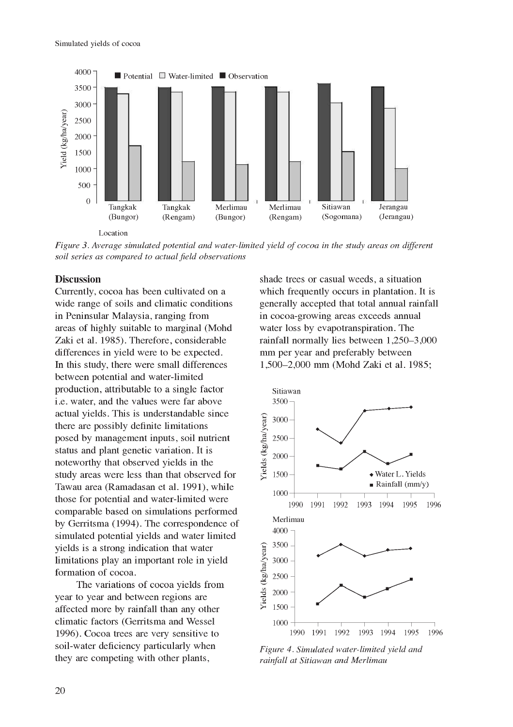*Figure 3. Average simulated potential and water-limited yield of cocoa in the study areas on different soil series as compared to actual field observations*

## Discussion

Currently, cocoa has been cultivated on a wide range of soils and climatic conditions in Peninsular Malaysia, ranging from areas of highly suitable to marginal (Mohd Zaki et al. 1985). Therefore, considerable differences in yield were to be expected. In this study, there were small differences between potential and water-limited production, attributable to a single factor i.e. water, and the values were far above actual yields. This is understandable since there are possibly definite limitations posed by management inputs, soil nutrient status and plant genetic variation. It is noteworthy that observed yields in the study areas were less than that observed for Tawau area (Ramadasan et al. 1991), while those for potential and water-limited were comparable based on simulations performed by Gerritsma (1994). The correspondence of simulated potential yields and water limited yields is a strong indication that water limitations play an important role in yield formation of cocoa.

The variations of cocoa yields from year to year and between regions are affected more by rainfall than any other climatic factors (Gerritsma and Wessel 1996). Cocoa trees are very sensitive to soil-water deficiency particularly when they are competing with other plants, shade trees or casual weeds, a situation which frequently occurs in plantation. It is generally accepted that total annual rainfall in cocoa-growing areas exceeds annual water loss by evapotranspiration. The rainfall normally lies between 1,250–3,000 mm per year and preferably between 1,500–2,000 mm (Mohd Zaki et al. 1985;

*Figure 4. Simulated water-limited yield and rainfall at Sitiawan and Merlimau*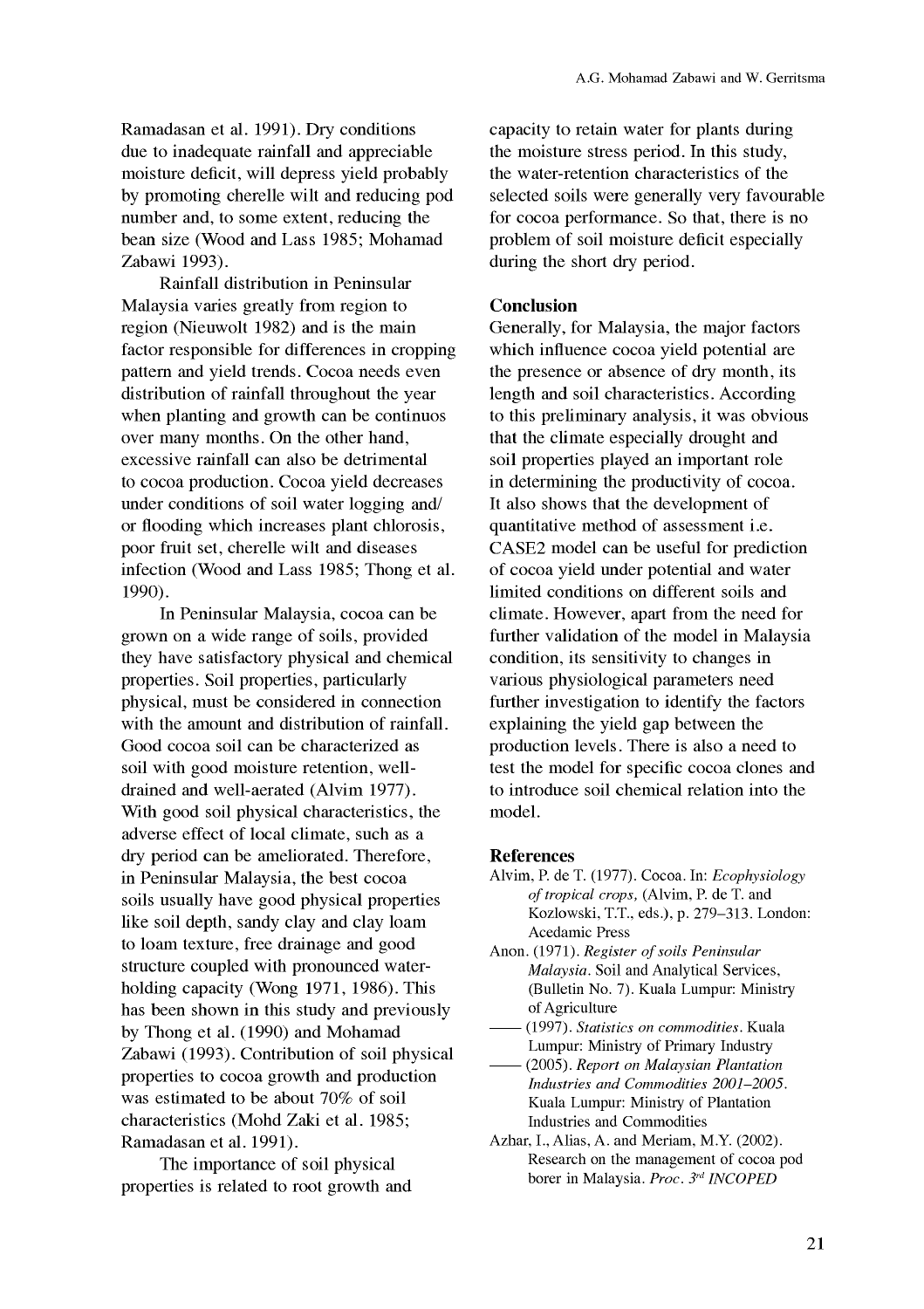Ramadasan et al. 1991). Dry conditions due to inadequate rainfall and appreciable moisture deficit, will depress yield probably by promoting cherelle wilt and reducing pod number and, to some extent, reducing the bean size (Wood and Lass 1985; Mohamad Zabawi 1993).

Rainfall distribution in Peninsular Malaysia varies greatly from region to region (Nieuwolt 1982) and is the main factor responsible for differences in cropping pattern and yield trends. Cocoa needs even distribution of rainfall throughout the year when planting and growth can be continuos over many months. On the other hand, excessive rainfall can also be detrimental to cocoa production. Cocoa yield decreases under conditions of soil water logging and/ or flooding which increases plant chlorosis, poor fruit set, cherelle wilt and diseases infection (Wood and Lass 1985; Thong et al. 1990).

In Peninsular Malaysia, cocoa can be grown on a wide range of soils, provided they have satisfactory physical and chemical properties. Soil properties, particularly physical, must be considered in connection with the amount and distribution of rainfall. Good cocoa soil can be characterized as soil with good moisture retention, well-drained and well-aerated (Alvim 1977). With good soil physical characteristics, the adverse effect of local climate, such as a dry period can be ameliorated. Therefore, in Peninsular Malaysia, the best cocoa soils usually have good physical properties like soil depth, sandy clay and clay loam to loam texture, free drainage and good structure coupled with pronounced water-holding capacity (Wong 1971, 1986). This has been shown in this study and previously by Thong et al. (1990) and Mohamad Zabawi (1993). Contribution of soil physical properties to cocoa growth and production was estimated to be about 70% of soil characteristics (Mohd Zaki et al. 1985; Ramadasan et al. 1991).

The importance of soil physical properties is related to root growth and capacity to retain water for plants during the moisture stress period. In this study, the water-retention characteristics of the selected soils were generally very favourable for cocoa performance. So that, there is no problem of soil moisture deficit especially during the short dry period.

## Conclusion

Generally, for Malaysia, the major factors which influence cocoa yield potential are the presence or absence of dry month, its length and soil characteristics. According to this preliminary analysis, it was obvious that the climate especially drought and soil properties played an important role in determining the productivity of cocoa. It also shows that the development of quantitative method of assessment i.e. CASE2 model can be useful for prediction of cocoa yield under potential and water limited conditions on different soils and climate. However, apart from the need for further validation of the model in Malaysia condition, its sensitivity to changes in various physiological parameters need further investigation to identify the factors explaining the yield gap between the production levels. There is also a need to test the model for specific cocoa clones and to introduce soil chemical relation into the model.

## References

Alvim, P. de T. (1977). Cocoa. In: *Ecophysiology of tropical crops,* (Alvim, P. de T. and Kozlowski, T.T., eds.), p. 279–313. London: Acedamic Press

Anon. (1971). *Register of soils Peninsular Malaysia*. Soil and Analytical Services, (Bulletin No. 7). Kuala Lumpur: Ministry of Agriculture

—— (1997). *Statistics on commodities*. Kuala Lumpur: Ministry of Primary Industry

—— (2005). *Report on Malaysian Plantation Industries and Commodities 2001–2005*. Kuala Lumpur: Ministry of Plantation Industries and Commodities

Azhar, I., Alias, A. and Meriam, M.Y. (2002). Research on the management of cocoa pod borer in Malaysia. *Proc. 3rd INCOPED*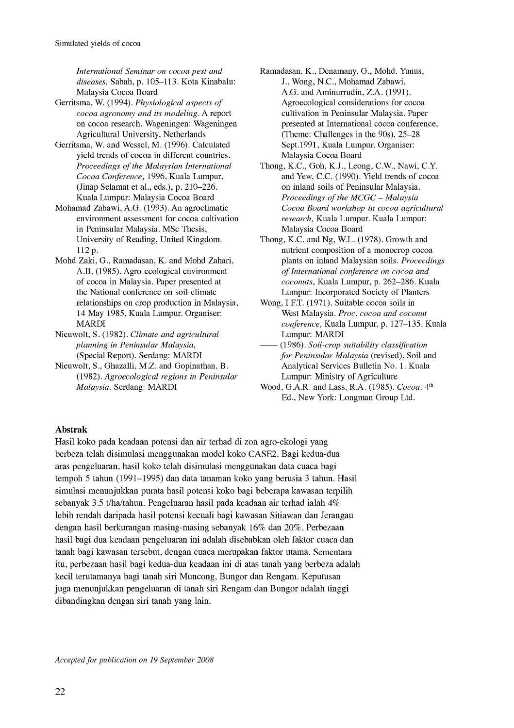International Seminar on cocoa pest and diseases, Sabah, p. 105–113. Kota Kinabalu: Malaysia Cocoa Board

Gerritsma, W. (1994). *Physiological aspects of cocoa agronomy and its modeling*. A report on cocoa research. Wageningen: Wageningen Agricultural University, Netherlands

Gerritsma, W. and Wessel, M. (1996). Calculated yield trends of cocoa in different countries. *Proceedings of the Malaysian International Cocoa Conference,* 1996, Kuala Lumpur, (Jinap Selamat et al., eds.), p. 210–226. Kuala Lumpur: Malaysia Cocoa Board

Mohamad Zabawi, A.G. (1993). An agroclimatic environment assessment for cocoa cultivation in Peninsular Malaysia. MSc Thesis, University of Reading, United Kingdom. 112 p.

Mohd Zaki, G., Ramadasan, K. and Mohd Zahari, A.B. (1985). Agro-ecological environment of cocoa in Malaysia. Paper presented at the National conference on soil-climate relationships on crop production in Malaysia, 14 May 1985, Kuala Lumpur. Organiser: MARDI

Nieuwolt, S. (1982). *Climate and agricultural planning in Peninsular Malaysia,* (Special Report). Serdang: MARDI

Nieuwolt, S., Ghazalli, M.Z. and Gopinathan, B. (1982). *Agroecological regions in Peninsular Malaysia*. Serdang: MARDI

Ramadasan, K., Denamany, G., Mohd. Yunus, J., Wong, N.C., Mohamad Zabawi, A.G. and Aminurrudin, Z.A. (1991). Agroecological considerations for cocoa cultivation in Peninsular Malaysia. Paper presented at International cocoa conference, (Theme: Challenges in the 90s), 25–28 Sept.1991, Kuala Lumpur. Organiser: Malaysia Cocoa Board

Thong, K.C., Goh, K.J., Leong, C.W., Nawi, C.Y. and Yew, C.C. (1990). Yield trends of cocoa on inland soils of Peninsular Malaysia. *Proceedings of the MCGC – Malaysia Cocoa Board workshop in cocoa agricultural research,* Kuala Lumpur. Kuala Lumpur: Malaysia Cocoa Board

Thong, K.C. and Ng, W.L. (1978). Growth and nutrient composition of a monocrop cocoa plants on inland Malaysian soils. *Proceedings of International conference on cocoa and coconuts,* Kuala Lumpur, p. 262–286. Kuala Lumpur: Incorporated Society of Planters

Wong, I.F.T. (1971). Suitable cocoa soils in West Malaysia. *Proc. cocoa and coconut conference,* Kuala Lumpur, p. 127–135. Kuala Lumpur: MARDI

—— (1986). *Soil-crop suitability classification for Peninsular Malaysia* (revised), Soil and Analytical Services Bulletin No. 1. Kuala Lumpur: Ministry of Agriculture

Wood, G.A.R. and Lass, R.A. (1985). *Cocoa*. 4th Ed., New York: Longman Group Ltd.

## Abstrak

Hasil koko pada keadaan potensi dan air terhad di zon agro-ekologi yang berbeza telah disimulasi menggunakan model koko CASE2. Bagi kedua-dua aras pengeluaran, hasil koko telah disimulasi menggunakan data cuaca bagi tempoh 5 tahun (1991–1995) dan data tanaman koko yang berusia 3 tahun. Hasil simulasi menunjukkan purata hasil potensi koko bagi beberapa kawasan terpilih sebanyak 3.5 t/ha/tahun. Pengeluaran hasil pada keadaan air terhad ialah 4% lebih rendah daripada hasil potensi kecuali bagi kawasan Sitiawan dan Jerangau dengan hasil berkurangan masing-masing sebanyak 16% dan 20%. Perbezaan hasil bagi dua keadaan pengeluaran ini adalah disebabkan oleh faktor cuaca dan tanah bagi kawasan tersebut, dengan cuaca merupakan faktor utama. Sementara itu, perbezaan hasil bagi kedua-dua keadaan ini di atas tanah yang berbeza adalah kecil terutamanya bagi tanah siri Muncong, Bungor dan Rengam. Keputusan juga menunjukkan pengeluaran di tanah siri Rengam dan Bungor adalah tinggi dibandingkan dengan siri tanah yang lain.

*Accepted for publication on 19 September 2008*